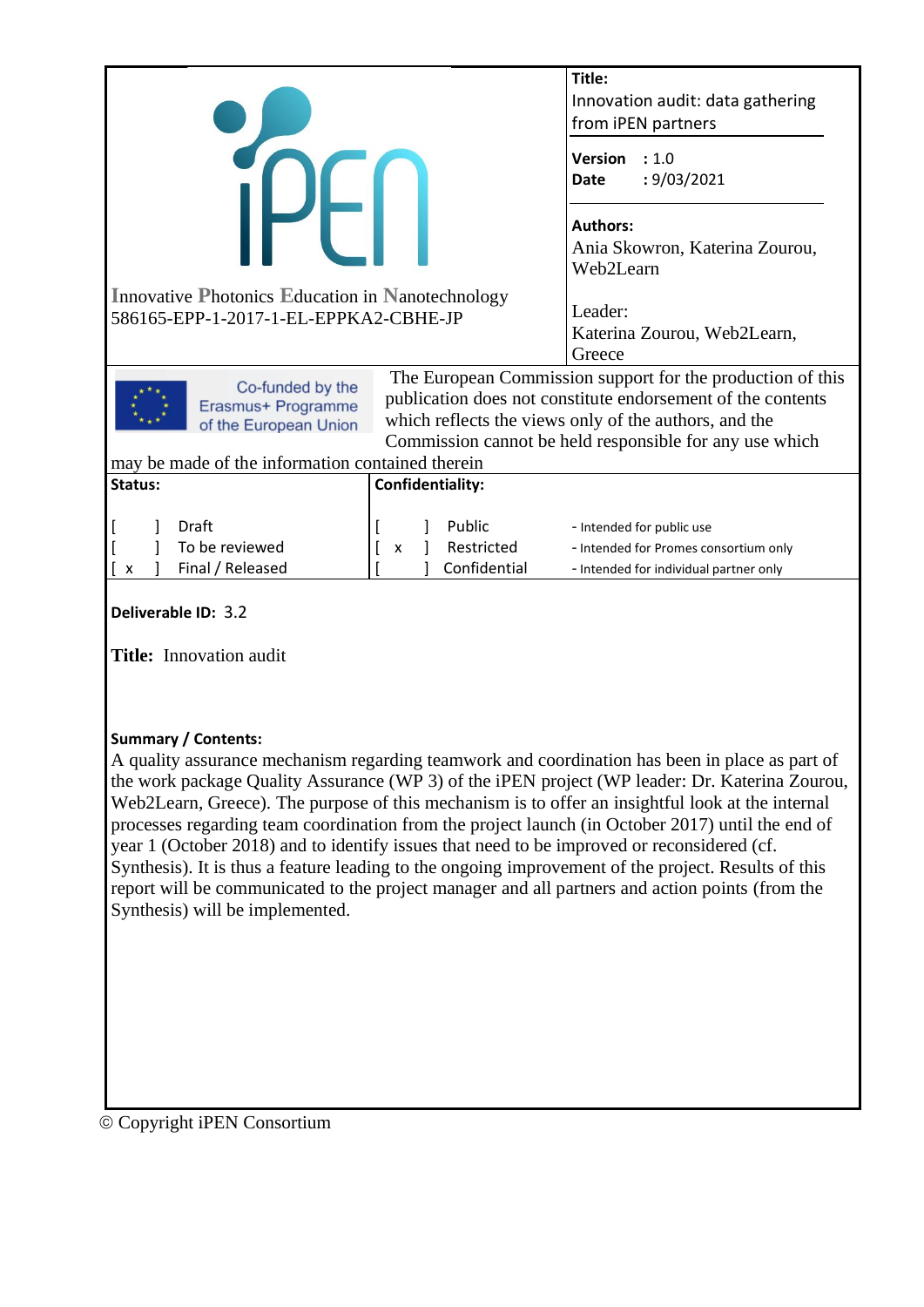iPEN

Innovative Photonics Education in Nanotechnology
586165-EPP-1-2017-1-EL-EPPKA2-CBHE-JP

**Title:**
Innovation audit: data gathering from iPEN partners

**Version** : 1.0
**Date** : 9/03/2021

**Authors:**
Ania Skowron, Katerina Zourou, Web2Learn

Leader:
Katerina Zourou, Web2Learn, Greece

Co-funded by the Erasmus+ Programme of the European Union

The European Commission support for the production of this publication does not constitute endorsement of the contents which reflects the views only of the authors, and the Commission cannot be held responsible for any use which may be made of the information contained therein

| **Status:** | **Confidentiality:** | |
|---|---|---|
| [ ] Draft | [ ] Public | - Intended for public use |
| [ ] To be reviewed | [ x ] Restricted | - Intended for Promes consortium only |
| [ x ] Final / Released | [ ] Confidential | - Intended for individual partner only |

**Deliverable ID:** 3.2

**Title:** Innovation audit

**Summary / Contents:**
A quality assurance mechanism regarding teamwork and coordination has been in place as part of the work package Quality Assurance (WP 3) of the iPEN project (WP leader: Dr. Katerina Zourou, Web2Learn, Greece). The purpose of this mechanism is to offer an insightful look at the internal processes regarding team coordination from the project launch (in October 2017) until the end of year 1 (October 2018) and to identify issues that need to be improved or reconsidered (cf. Synthesis). It is thus a feature leading to the ongoing improvement of the project. Results of this report will be communicated to the project manager and all partners and action points (from the Synthesis) will be implemented.

© Copyright iPEN Consortium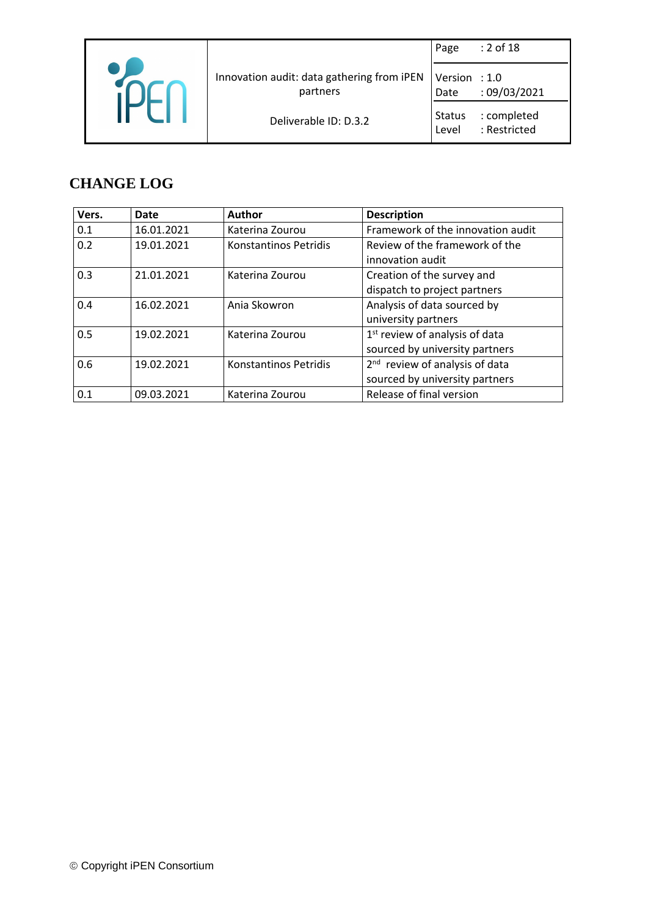# CHANGE LOG

| Vers. | Date | Author | Description |
|---|---|---|---|
| 0.1 | 16.01.2021 | Katerina Zourou | Framework of the innovation audit |
| 0.2 | 19.01.2021 | Konstantinos Petridis | Review of the framework of the innovation audit |
| 0.3 | 21.01.2021 | Katerina Zourou | Creation of the survey and dispatch to project partners |
| 0.4 | 16.02.2021 | Ania Skowron | Analysis of data sourced by university partners |
| 0.5 | 19.02.2021 | Katerina Zourou | 1st review of analysis of data sourced by university partners |
| 0.6 | 19.02.2021 | Konstantinos Petridis | 2nd review of analysis of data sourced by university partners |
| 0.1 | 09.03.2021 | Katerina Zourou | Release of final version |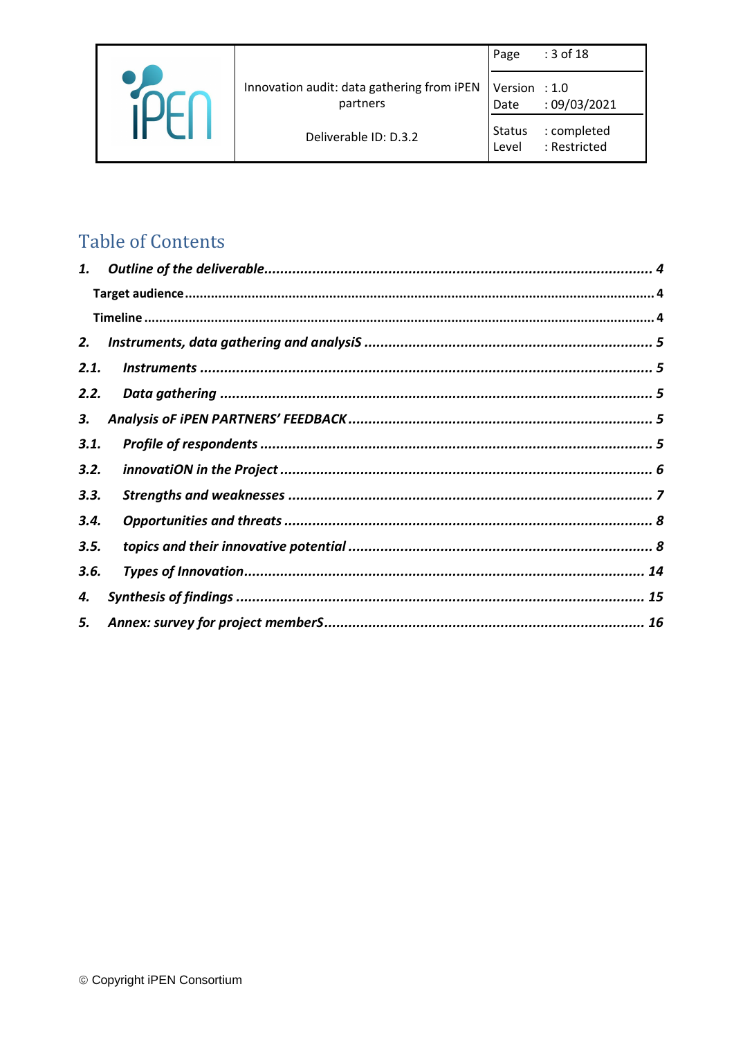# Table of Contents

**1. *Outline of the deliverable*** ........................................ ***4***

**Target audience** ........................................ **4**

**Timeline** ........................................ **4**

**2. *Instruments, data gathering and analysiS*** ........................................ ***5***

**2.1. *Instruments*** ........................................ ***5***

**2.2. *Data gathering*** ........................................ ***5***

**3. *Analysis oF iPEN PARTNERS' FEEDBACK*** ........................................ ***5***

**3.1. *Profile of respondents*** ........................................ ***5***

**3.2. *innovatiON in the Project*** ........................................ ***6***

**3.3. *Strengths and weaknesses*** ........................................ ***7***

**3.4. *Opportunities and threats*** ........................................ ***8***

**3.5. *topics and their innovative potential*** ........................................ ***8***

**3.6. *Types of Innovation*** ........................................ ***14***

**4. *Synthesis of findings*** ........................................ ***15***

**5. *Annex: survey for project memberS*** ........................................ ***16***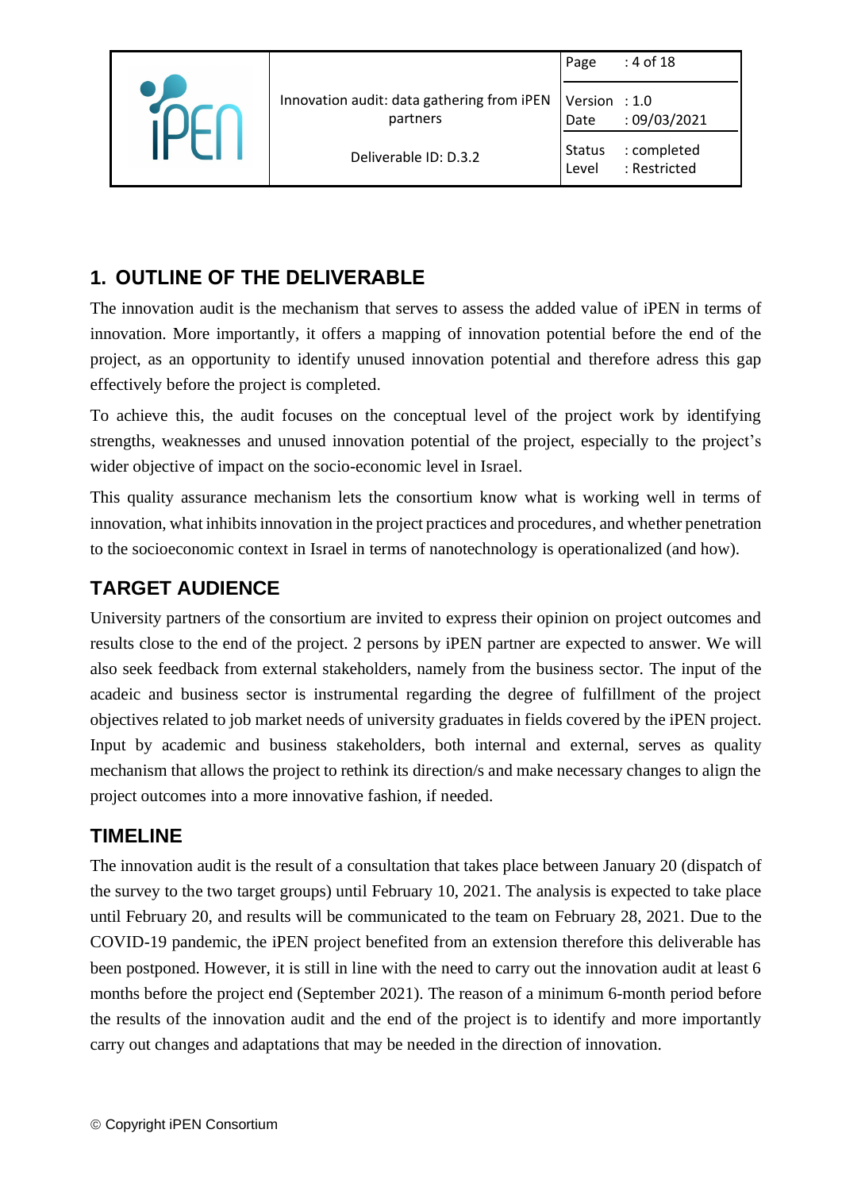# 1. OUTLINE OF THE DELIVERABLE

The innovation audit is the mechanism that serves to assess the added value of iPEN in terms of innovation. More importantly, it offers a mapping of innovation potential before the end of the project, as an opportunity to identify unused innovation potential and therefore adress this gap effectively before the project is completed.

To achieve this, the audit focuses on the conceptual level of the project work by identifying strengths, weaknesses and unused innovation potential of the project, especially to the project's wider objective of impact on the socio-economic level in Israel.

This quality assurance mechanism lets the consortium know what is working well in terms of innovation, what inhibits innovation in the project practices and procedures, and whether penetration to the socioeconomic context in Israel in terms of nanotechnology is operationalized (and how).

## TARGET AUDIENCE

University partners of the consortium are invited to express their opinion on project outcomes and results close to the end of the project. 2 persons by iPEN partner are expected to answer. We will also seek feedback from external stakeholders, namely from the business sector. The input of the acadeic and business sector is instrumental regarding the degree of fulfillment of the project objectives related to job market needs of university graduates in fields covered by the iPEN project. Input by academic and business stakeholders, both internal and external, serves as quality mechanism that allows the project to rethink its direction/s and make necessary changes to align the project outcomes into a more innovative fashion, if needed.

## TIMELINE

The innovation audit is the result of a consultation that takes place between January 20 (dispatch of the survey to the two target groups) until February 10, 2021. The analysis is expected to take place until February 20, and results will be communicated to the team on February 28, 2021. Due to the COVID-19 pandemic, the iPEN project benefited from an extension therefore this deliverable has been postponed. However, it is still in line with the need to carry out the innovation audit at least 6 months before the project end (September 2021). The reason of a minimum 6-month period before the results of the innovation audit and the end of the project is to identify and more importantly carry out changes and adaptations that may be needed in the direction of innovation.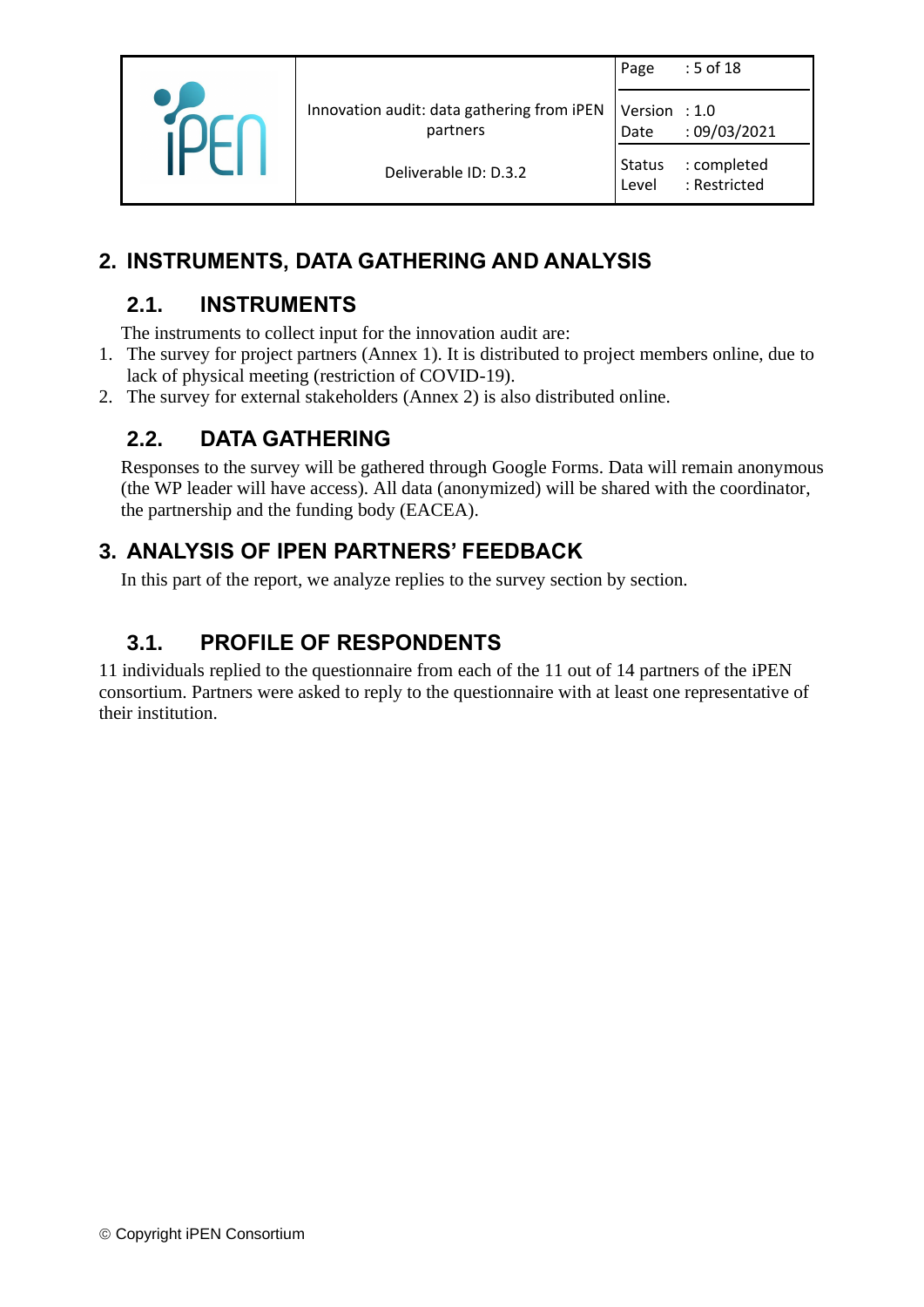## 2. INSTRUMENTS, DATA GATHERING AND ANALYSIS

### 2.1. INSTRUMENTS

The instruments to collect input for the innovation audit are:

1. The survey for project partners (Annex 1). It is distributed to project members online, due to lack of physical meeting (restriction of COVID-19).
2. The survey for external stakeholders (Annex 2) is also distributed online.

### 2.2. DATA GATHERING

Responses to the survey will be gathered through Google Forms. Data will remain anonymous (the WP leader will have access). All data (anonymized) will be shared with the coordinator, the partnership and the funding body (EACEA).

## 3. ANALYSIS OF IPEN PARTNERS' FEEDBACK

In this part of the report, we analyze replies to the survey section by section.

### 3.1. PROFILE OF RESPONDENTS

11 individuals replied to the questionnaire from each of the 11 out of 14 partners of the iPEN consortium. Partners were asked to reply to the questionnaire with at least one representative of their institution.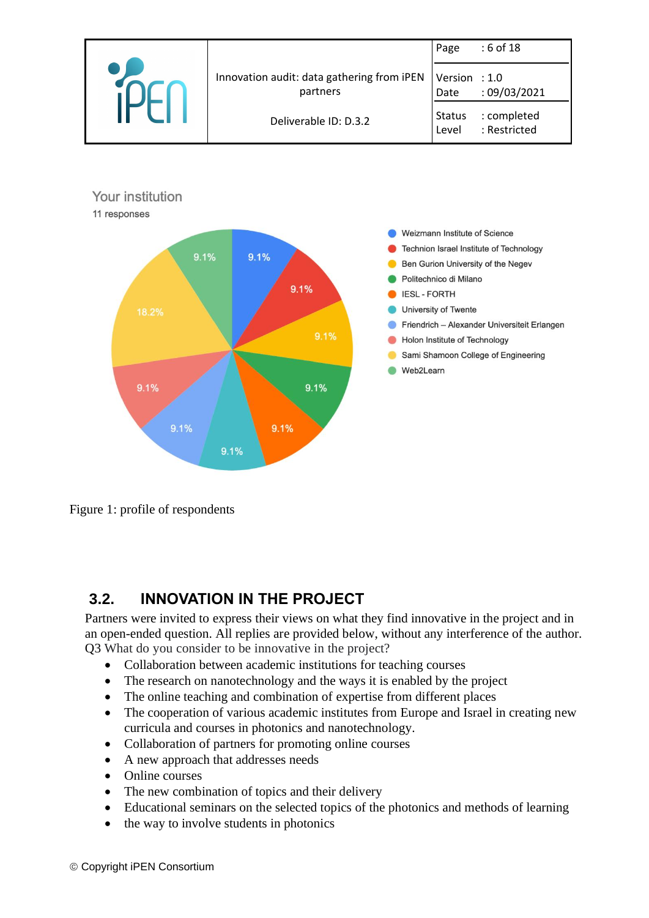Your institution

11 responses

| Institution | Share |
| --- | --- |
| Weizmann Institute of Science | 9.1% |
| Technion Israel Institute of Technology | 9.1% |
| Ben Gurion University of the Negev | 9.1% |
| Politechnico di Milano | 9.1% |
| IESL - FORTH | 9.1% |
| University of Twente | 9.1% |
| Friendrich – Alexander Universiteit Erlangen | 9.1% |
| Holon Institute of Technology | 9.1% |
| Sami Shamoon College of Engineering | 18.2% |
| Web2Learn | 9.1% |

Figure 1: profile of respondents

## 3.2. INNOVATION IN THE PROJECT

Partners were invited to express their views on what they find innovative in the project and in an open-ended question. All replies are provided below, without any interference of the author.

Q3 What do you consider to be innovative in the project?

- Collaboration between academic institutions for teaching courses
- The research on nanotechnology and the ways it is enabled by the project
- The online teaching and combination of expertise from different places
- The cooperation of various academic institutes from Europe and Israel in creating new curricula and courses in photonics and nanotechnology.
- Collaboration of partners for promoting online courses
- A new approach that addresses needs
- Online courses
- The new combination of topics and their delivery
- Educational seminars on the selected topics of the photonics and methods of learning
- the way to involve students in photonics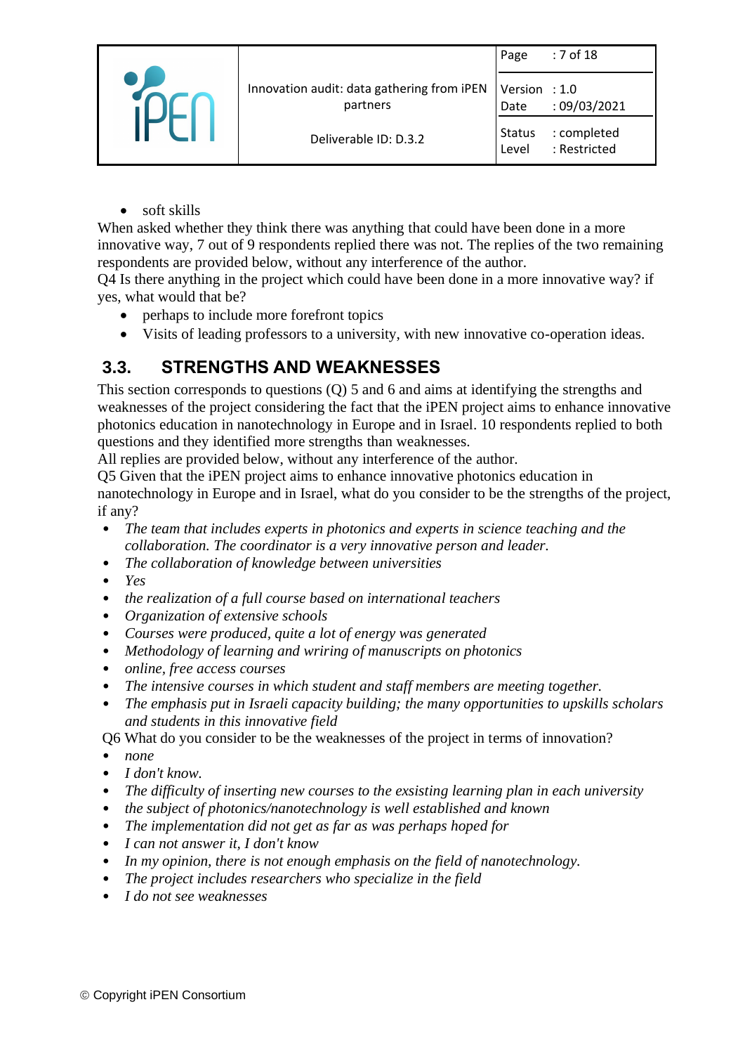- soft skills

When asked whether they think there was anything that could have been done in a more innovative way, 7 out of 9 respondents replied there was not. The replies of the two remaining respondents are provided below, without any interference of the author.

Q4 Is there anything in the project which could have been done in a more innovative way? if yes, what would that be?

- perhaps to include more forefront topics
- Visits of leading professors to a university, with new innovative co-operation ideas.

## 3.3. STRENGTHS AND WEAKNESSES

This section corresponds to questions (Q) 5 and 6 and aims at identifying the strengths and weaknesses of the project considering the fact that the iPEN project aims to enhance innovative photonics education in nanotechnology in Europe and in Israel. 10 respondents replied to both questions and they identified more strengths than weaknesses.

All replies are provided below, without any interference of the author.

Q5 Given that the iPEN project aims to enhance innovative photonics education in nanotechnology in Europe and in Israel, what do you consider to be the strengths of the project, if any?

- *The team that includes experts in photonics and experts in science teaching and the collaboration. The coordinator is a very innovative person and leader.*
- *The collaboration of knowledge between universities*
- *Yes*
- *the realization of a full course based on international teachers*
- *Organization of extensive schools*
- *Courses were produced, quite a lot of energy was generated*
- *Methodology of learning and wriring of manuscripts on photonics*
- *online, free access courses*
- *The intensive courses in which student and staff members are meeting together.*
- *The emphasis put in Israeli capacity building; the many opportunities to upskills scholars and students in this innovative field*

Q6 What do you consider to be the weaknesses of the project in terms of innovation?

- *none*
- *I don't know.*
- *The difficulty of inserting new courses to the exsisting learning plan in each university*
- *the subject of photonics/nanotechnology is well established and known*
- *The implementation did not get as far as was perhaps hoped for*
- *I can not answer it, I don't know*
- *In my opinion, there is not enough emphasis on the field of nanotechnology.*
- *The project includes researchers who specialize in the field*
- *I do not see weaknesses*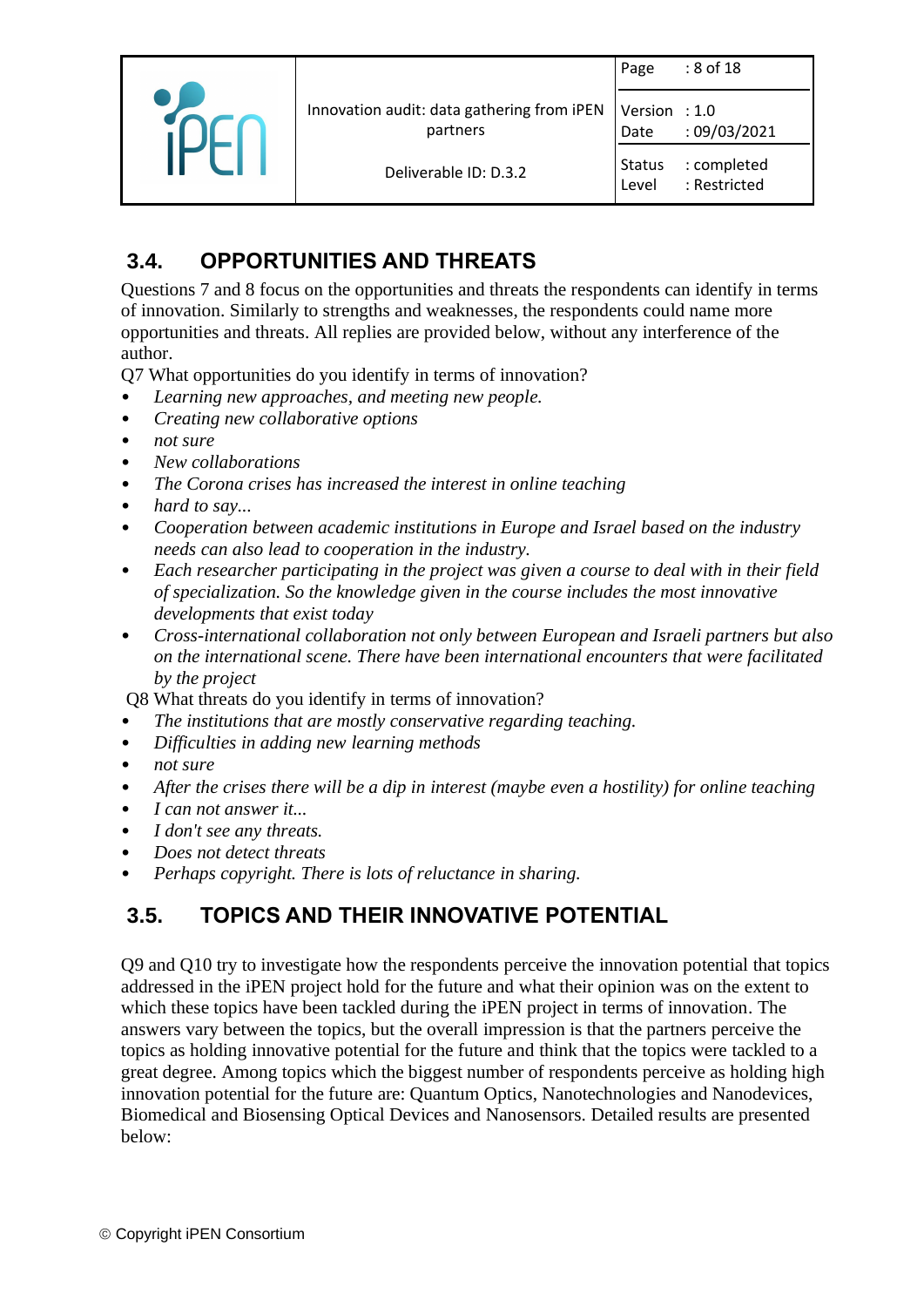## 3.4. OPPORTUNITIES AND THREATS

Questions 7 and 8 focus on the opportunities and threats the respondents can identify in terms of innovation. Similarly to strengths and weaknesses, the respondents could name more opportunities and threats. All replies are provided below, without any interference of the author.

Q7 What opportunities do you identify in terms of innovation?

- *Learning new approaches, and meeting new people.*
- *Creating new collaborative options*
- *not sure*
- *New collaborations*
- *The Corona crises has increased the interest in online teaching*
- *hard to say...*
- *Cooperation between academic institutions in Europe and Israel based on the industry needs can also lead to cooperation in the industry.*
- *Each researcher participating in the project was given a course to deal with in their field of specialization. So the knowledge given in the course includes the most innovative developments that exist today*
- *Cross-international collaboration not only between European and Israeli partners but also on the international scene. There have been international encounters that were facilitated by the project*

Q8 What threats do you identify in terms of innovation?

- *The institutions that are mostly conservative regarding teaching.*
- *Difficulties in adding new learning methods*
- *not sure*
- *After the crises there will be a dip in interest (maybe even a hostility) for online teaching*
- *I can not answer it...*
- *I don't see any threats.*
- *Does not detect threats*
- *Perhaps copyright. There is lots of reluctance in sharing.*

## 3.5. TOPICS AND THEIR INNOVATIVE POTENTIAL

Q9 and Q10 try to investigate how the respondents perceive the innovation potential that topics addressed in the iPEN project hold for the future and what their opinion was on the extent to which these topics have been tackled during the iPEN project in terms of innovation. The answers vary between the topics, but the overall impression is that the partners perceive the topics as holding innovative potential for the future and think that the topics were tackled to a great degree. Among topics which the biggest number of respondents perceive as holding high innovation potential for the future are: Quantum Optics, Nanotechnologies and Nanodevices, Biomedical and Biosensing Optical Devices and Nanosensors. Detailed results are presented below: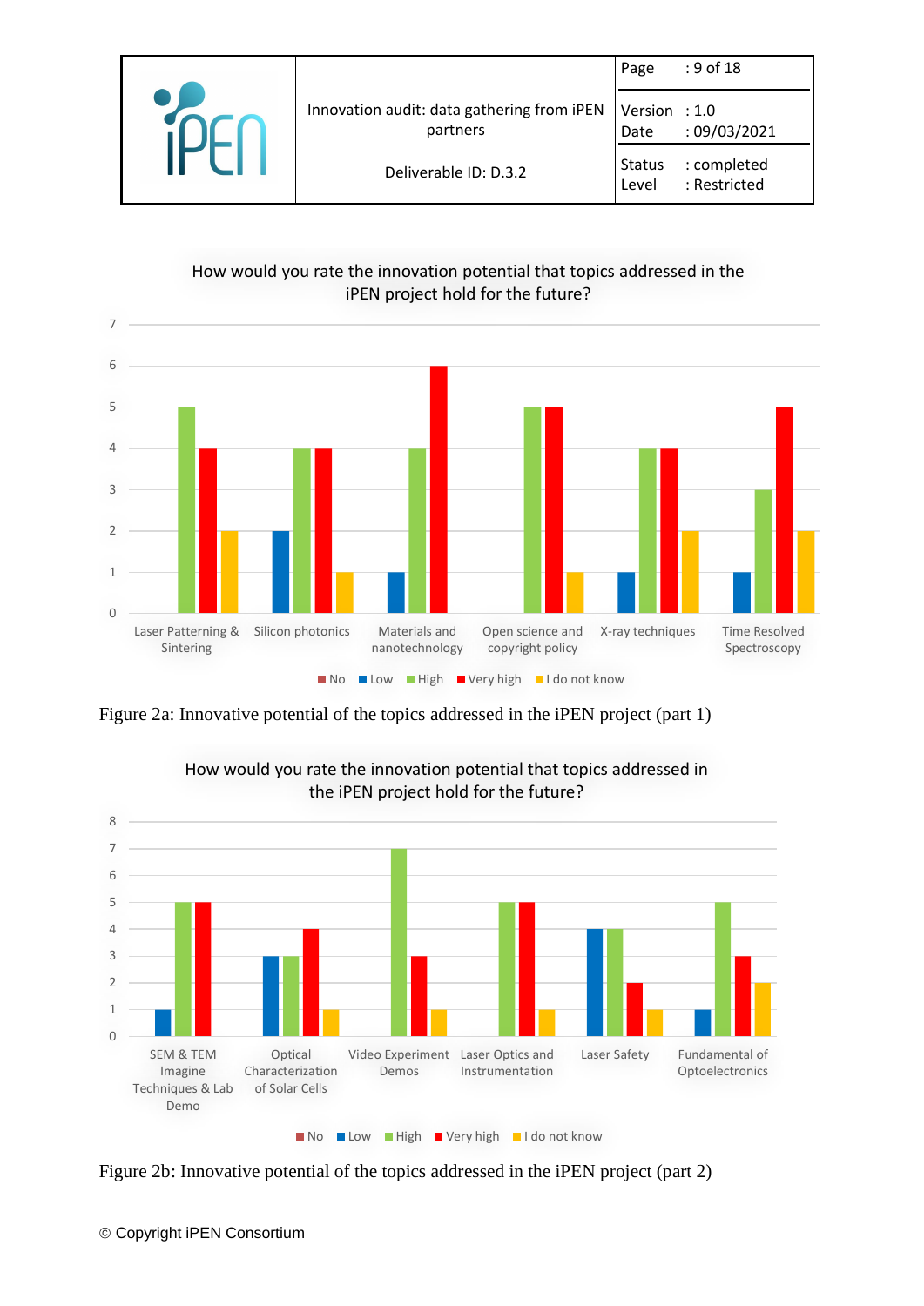How would you rate the innovation potential that topics addressed in the iPEN project hold for the future?

| Topic | No | Low | High | Very high | I do not know |
|---|---|---|---|---|---|
| Laser Patterning & Sintering | | | 5 | 4 | 2 |
| Silicon photonics | | 2 | 4 | 4 | 1 |
| Materials and nanotechnology | | 1 | 4 | 6 | |
| Open science and copyright policy | | | 5 | 5 | 1 |
| X-ray techniques | | 1 | 4 | 4 | 2 |
| Time Resolved Spectroscopy | | 1 | 3 | 5 | 2 |

Figure 2a: Innovative potential of the topics addressed in the iPEN project (part 1)

How would you rate the innovation potential that topics addressed in the iPEN project hold for the future?

| Topic | No | Low | High | Very high | I do not know |
|---|---|---|---|---|---|
| SEM & TEM Imagine Techniques & Lab Demo | | 1 | 5 | 5 | |
| Optical Characterization of Solar Cells | | 3 | 3 | 4 | 1 |
| Video Experiment Demos | | | 7 | 3 | 1 |
| Laser Optics and Instrumentation | | | 5 | 5 | 1 |
| Laser Safety | | 4 | 4 | 2 | 1 |
| Fundamental of Optoelectronics | | 1 | 5 | 3 | 2 |

Figure 2b: Innovative potential of the topics addressed in the iPEN project (part 2)

© Copyright iPEN Consortium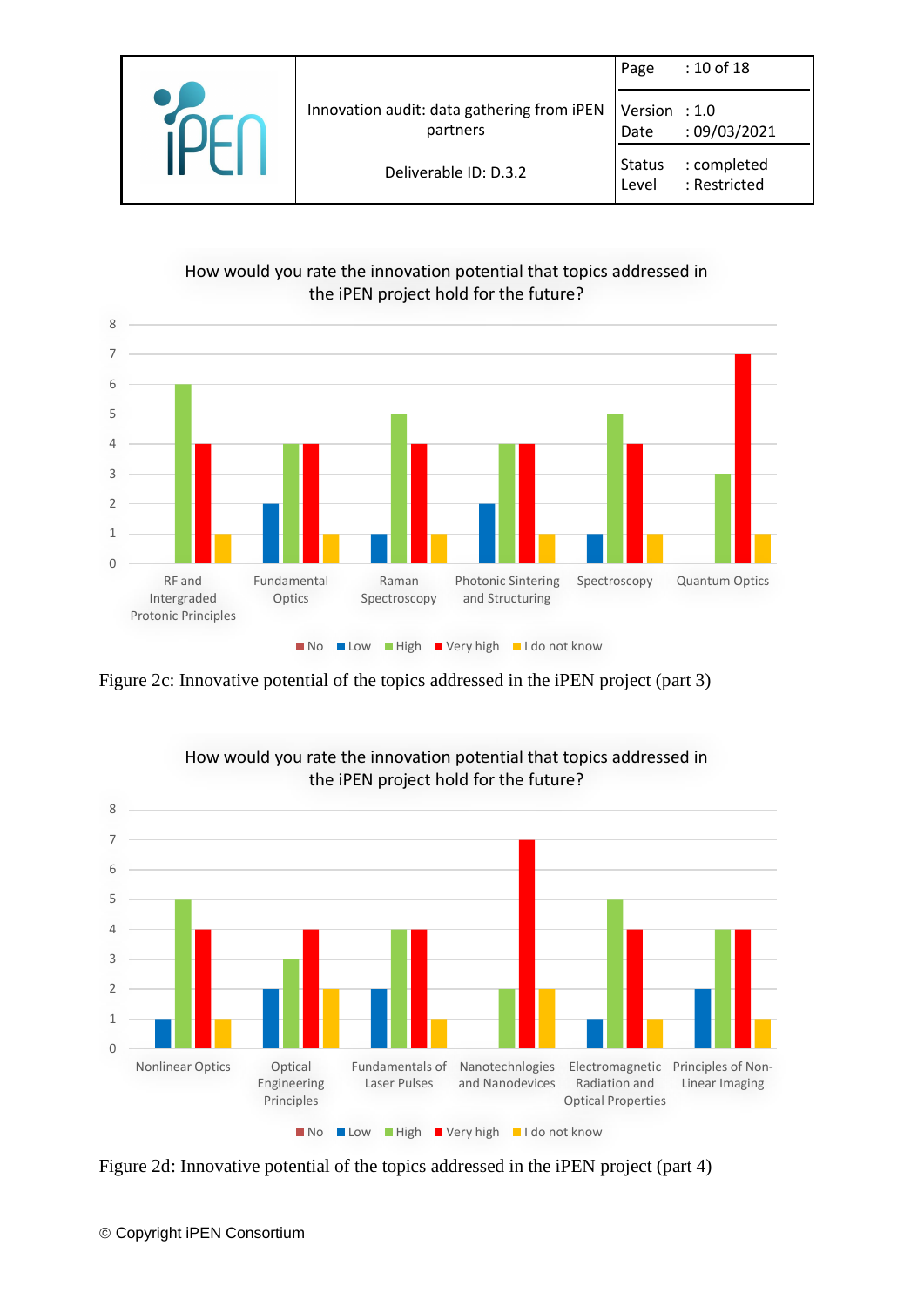How would you rate the innovation potential that topics addressed in the iPEN project hold for the future?

| | No | Low | High | Very high | I do not know |
|---|---|---|---|---|---|
| RF and Intergraded Protonic Principles | | | 6 | 4 | 1 |
| Fundamental Optics | | 2 | 4 | 4 | 1 |
| Raman Spectroscopy | | 1 | 5 | 4 | 1 |
| Photonic Sintering and Structuring | | 2 | 4 | 4 | 1 |
| Spectroscopy | | 1 | 5 | 4 | 1 |
| Quantum Optics | | | 3 | 7 | 1 |

Figure 2c: Innovative potential of the topics addressed in the iPEN project (part 3)

How would you rate the innovation potential that topics addressed in the iPEN project hold for the future?

| | No | Low | High | Very high | I do not know |
|---|---|---|---|---|---|
| Nonlinear Optics | | 1 | 5 | 4 | 1 |
| Optical Engineering Principles | | 2 | 3 | 4 | 2 |
| Fundamentals of Laser Pulses | | 2 | 4 | 4 | 1 |
| Nanotechnlogies and Nanodevices | | | 2 | 7 | 2 |
| Electromagnetic Radiation and Optical Properties | | 1 | 5 | 4 | 1 |
| Principles of Non-Linear Imaging | | 2 | 4 | 4 | 1 |

Figure 2d: Innovative potential of the topics addressed in the iPEN project (part 4)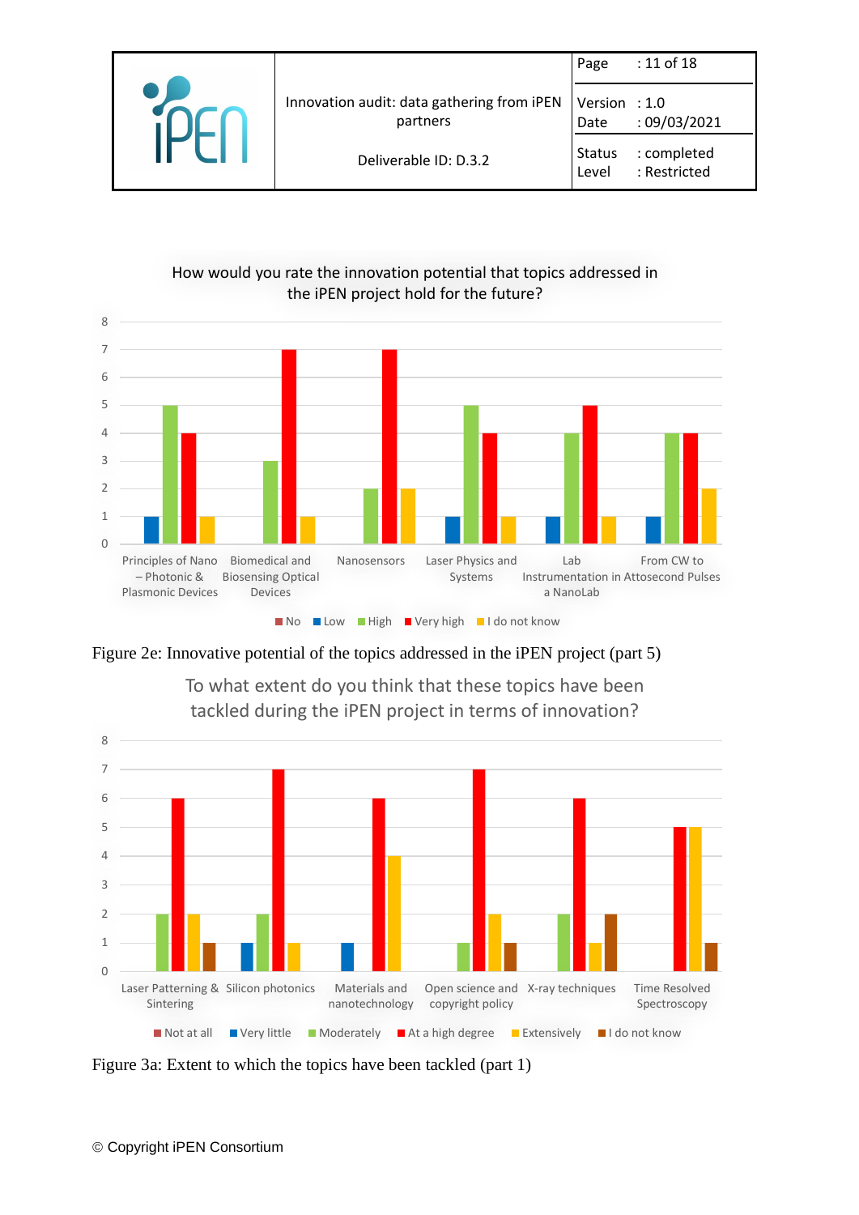How would you rate the innovation potential that topics addressed in the iPEN project hold for the future?

| Topic | No | Low | High | Very high | I do not know |
|---|---|---|---|---|---|
| Principles of Nano – Photonic & Plasmonic Devices | 0 | 1 | 5 | 4 | 1 |
| Biomedical and Biosensing Optical Devices | 0 | 0 | 3 | 7 | 1 |
| Nanosensors | 0 | 0 | 2 | 7 | 2 |
| Laser Physics and Systems | 0 | 1 | 5 | 4 | 1 |
| Lab Instrumentation in a NanoLab | 0 | 1 | 4 | 5 | 1 |
| From CW to Attosecond Pulses | 0 | 1 | 4 | 4 | 2 |

Figure 2e: Innovative potential of the topics addressed in the iPEN project (part 5)

To what extent do you think that these topics have been tackled during the iPEN project in terms of innovation?

| Topic | Not at all | Very little | Moderately | At a high degree | Extensively | I do not know |
|---|---|---|---|---|---|---|
| Laser Patterning & Sintering | 0 | 0 | 2 | 6 | 2 | 1 |
| Silicon photonics | 0 | 1 | 2 | 7 | 1 | 0 |
| Materials and nanotechnology | 0 | 1 | 0 | 6 | 4 | 0 |
| Open science and copyright policy | 0 | 0 | 1 | 7 | 2 | 1 |
| X-ray techniques | 0 | 0 | 2 | 6 | 1 | 2 |
| Time Resolved Spectroscopy | 0 | 0 | 0 | 5 | 5 | 1 |

Figure 3a: Extent to which the topics have been tackled (part 1)

© Copyright iPEN Consortium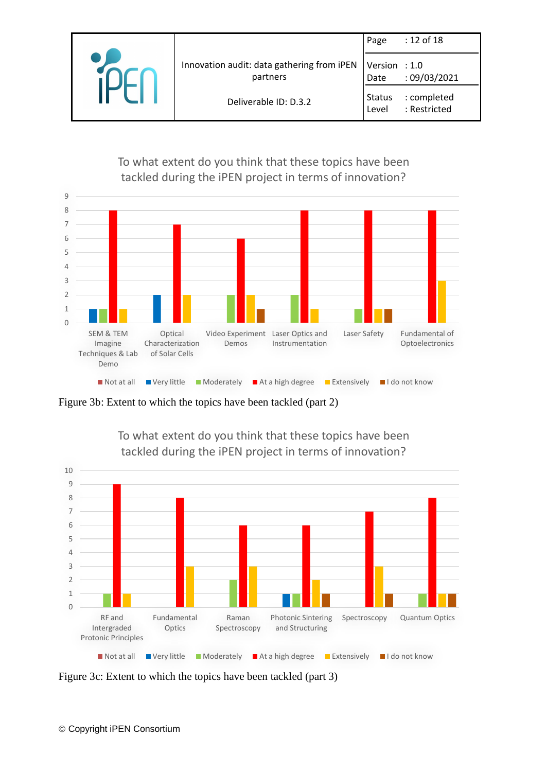To what extent do you think that these topics have been tackled during the iPEN project in terms of innovation?

| Topic | Not at all | Very little | Moderately | At a high degree | Extensively | I do not know |
|---|---|---|---|---|---|---|
| SEM & TEM Imagine Techniques & Lab Demo | 0 | 1 | 1 | 8 | 1 | 0 |
| Optical Characterization of Solar Cells | 0 | 2 | 0 | 7 | 2 | 0 |
| Video Experiment Demos | 0 | 0 | 2 | 6 | 2 | 1 |
| Laser Optics and Instrumentation | 0 | 0 | 2 | 8 | 1 | 0 |
| Laser Safety | 0 | 0 | 1 | 8 | 1 | 1 |
| Fundamental of Optoelectronics | 0 | 0 | 0 | 8 | 3 | 0 |

Figure 3b: Extent to which the topics have been tackled (part 2)

To what extent do you think that these topics have been tackled during the iPEN project in terms of innovation?

| Topic | Not at all | Very little | Moderately | At a high degree | Extensively | I do not know |
|---|---|---|---|---|---|---|
| RF and Intergraded Protonic Principles | 0 | 0 | 1 | 9 | 1 | 0 |
| Fundamental Optics | 0 | 0 | 0 | 8 | 3 | 0 |
| Raman Spectroscopy | 0 | 0 | 2 | 6 | 3 | 0 |
| Photonic Sintering and Structuring | 0 | 1 | 1 | 6 | 2 | 1 |
| Spectroscopy | 0 | 0 | 0 | 7 | 3 | 1 |
| Quantum Optics | 0 | 0 | 1 | 8 | 1 | 1 |

Figure 3c: Extent to which the topics have been tackled (part 3)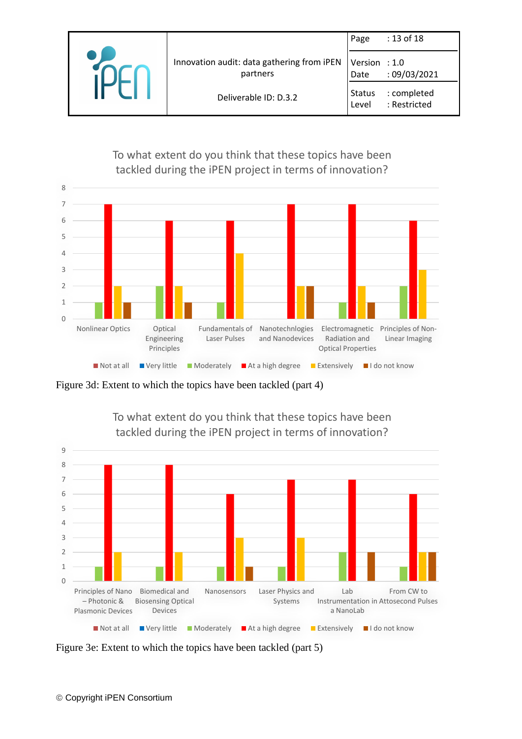**To what extent do you think that these topics have been tackled during the iPEN project in terms of innovation?**

| Topic | Not at all | Very little | Moderately | At a high degree | Extensively | I do not know |
|---|---|---|---|---|---|---|
| Nonlinear Optics | | | 1 | 7 | 2 | 1 |
| Optical Engineering Principles | | | 2 | 6 | 2 | 1 |
| Fundamentals of Laser Pulses | | | 1 | 6 | 4 | |
| Nanotechnlogies and Nanodevices | | | | 7 | 2 | 2 |
| Electromagnetic Radiation and Optical Properties | | | 1 | 7 | 2 | 1 |
| Principles of Non-Linear Imaging | | | 2 | 6 | 3 | |

Figure 3d: Extent to which the topics have been tackled (part 4)

**To what extent do you think that these topics have been tackled during the iPEN project in terms of innovation?**

| Topic | Not at all | Very little | Moderately | At a high degree | Extensively | I do not know |
|---|---|---|---|---|---|---|
| Principles of Nano – Photonic & Plasmonic Devices | | | 1 | 8 | 2 | |
| Biomedical and Biosensing Optical Devices | | | 1 | 8 | 2 | |
| Nanosensors | | | 1 | 6 | 3 | 1 |
| Laser Physics and Systems | | | 1 | 7 | 3 | |
| Lab Instrumentation in a NanoLab | | | 2 | 7 | | 2 |
| From CW to Attosecond Pulses | | | 1 | 6 | 2 | 2 |

Figure 3e: Extent to which the topics have been tackled (part 5)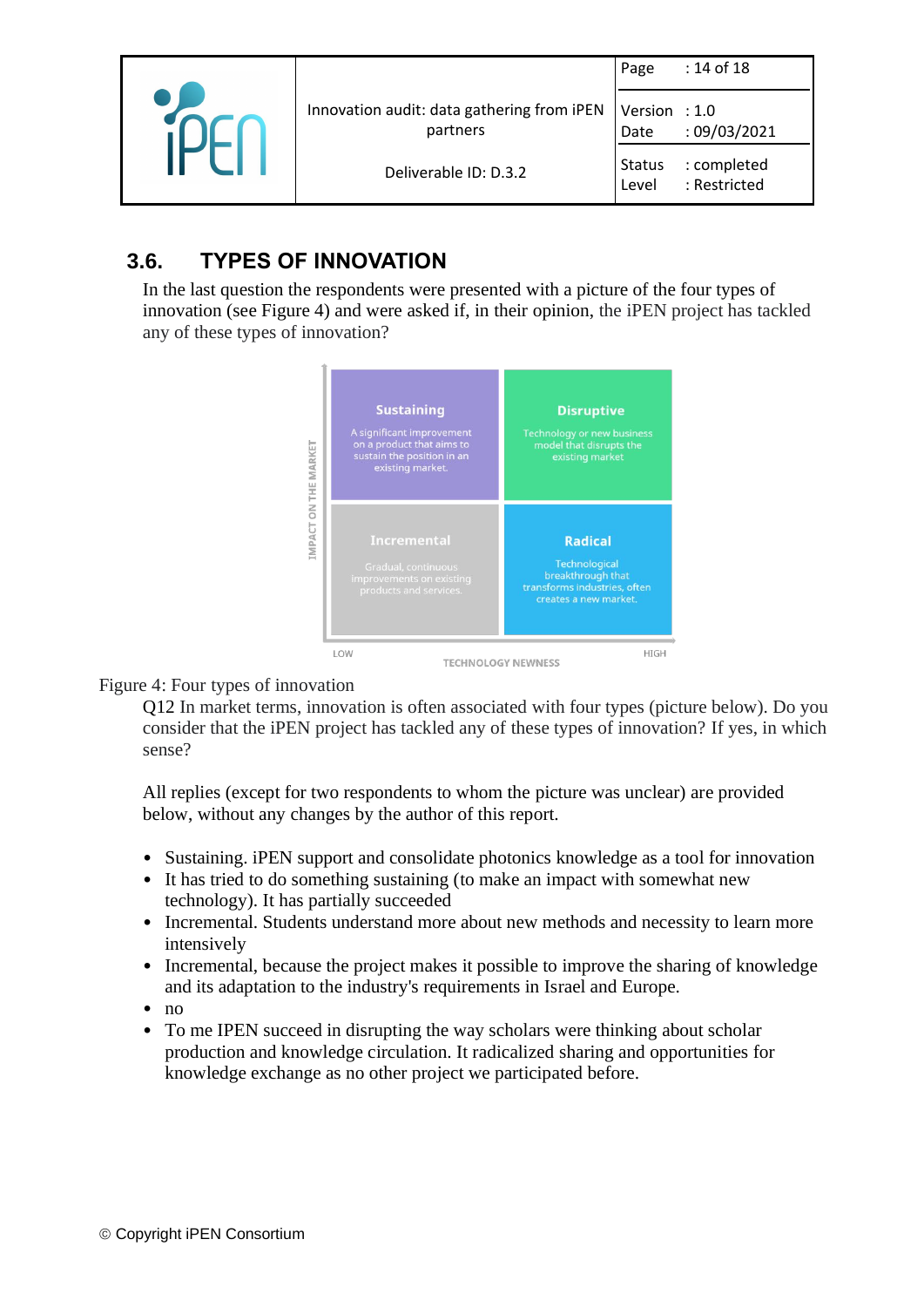## 3.6. TYPES OF INNOVATION

In the last question the respondents were presented with a picture of the four types of innovation (see Figure 4) and were asked if, in their opinion, the iPEN project has tackled any of these types of innovation?

Figure 4: Four types of innovation

Q12 In market terms, innovation is often associated with four types (picture below). Do you consider that the iPEN project has tackled any of these types of innovation? If yes, in which sense?

All replies (except for two respondents to whom the picture was unclear) are provided below, without any changes by the author of this report.

- Sustaining. iPEN support and consolidate photonics knowledge as a tool for innovation
- It has tried to do something sustaining (to make an impact with somewhat new technology). It has partially succeeded
- Incremental. Students understand more about new methods and necessity to learn more intensively
- Incremental, because the project makes it possible to improve the sharing of knowledge and its adaptation to the industry's requirements in Israel and Europe.
- no
- To me IPEN succeed in disrupting the way scholars were thinking about scholar production and knowledge circulation. It radicalized sharing and opportunities for knowledge exchange as no other project we participated before.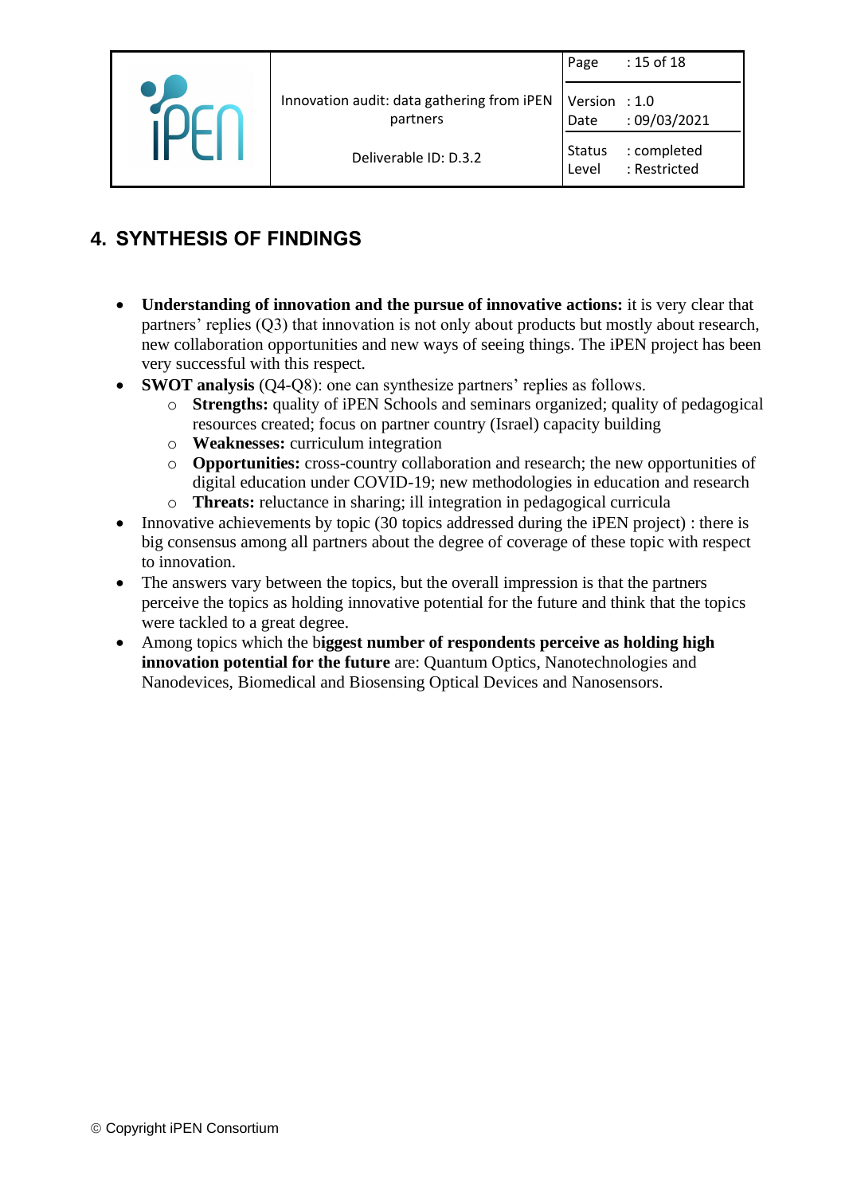## 4. SYNTHESIS OF FINDINGS

- **Understanding of innovation and the pursue of innovative actions:** it is very clear that partners' replies (Q3) that innovation is not only about products but mostly about research, new collaboration opportunities and new ways of seeing things. The iPEN project has been very successful with this respect.
- **SWOT analysis** (Q4-Q8): one can synthesize partners' replies as follows.
  - **Strengths:** quality of iPEN Schools and seminars organized; quality of pedagogical resources created; focus on partner country (Israel) capacity building
  - **Weaknesses:** curriculum integration
  - **Opportunities:** cross-country collaboration and research; the new opportunities of digital education under COVID-19; new methodologies in education and research
  - **Threats:** reluctance in sharing; ill integration in pedagogical curricula
- Innovative achievements by topic (30 topics addressed during the iPEN project) : there is big consensus among all partners about the degree of coverage of these topic with respect to innovation.
- The answers vary between the topics, but the overall impression is that the partners perceive the topics as holding innovative potential for the future and think that the topics were tackled to a great degree.
- Among topics which the b**iggest number of respondents perceive as holding high innovation potential for the future** are: Quantum Optics, Nanotechnologies and Nanodevices, Biomedical and Biosensing Optical Devices and Nanosensors.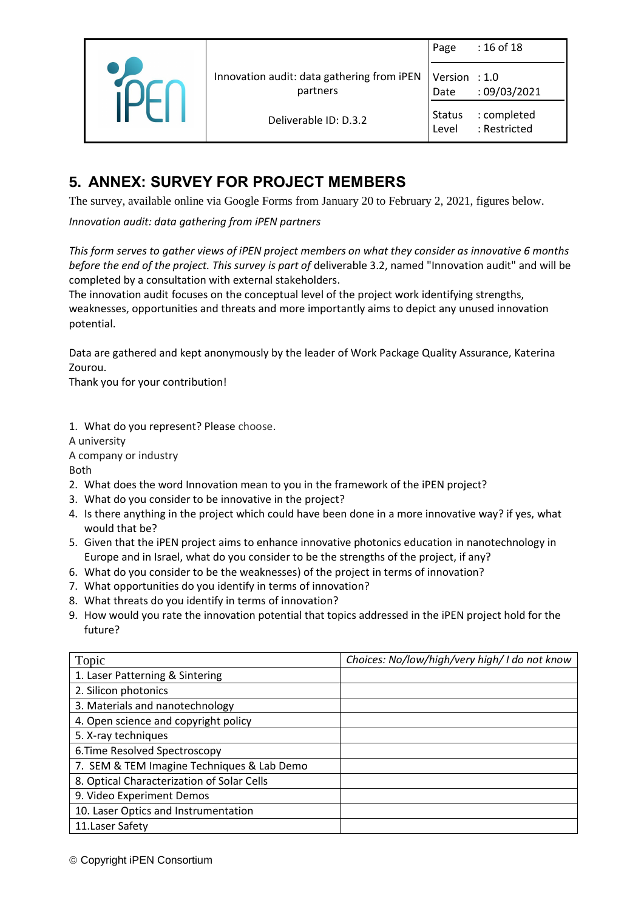## 5. ANNEX: SURVEY FOR PROJECT MEMBERS

The survey, available online via Google Forms from January 20 to February 2, 2021, figures below.

*Innovation audit: data gathering from iPEN partners*

*This form serves to gather views of iPEN project members on what they consider as innovative 6 months before the end of the project. This survey is part of* deliverable 3.2, named "Innovation audit" and will be completed by a consultation with external stakeholders.
The innovation audit focuses on the conceptual level of the project work identifying strengths, weaknesses, opportunities and threats and more importantly aims to depict any unused innovation potential.

Data are gathered and kept anonymously by the leader of Work Package Quality Assurance, Katerina Zourou.
Thank you for your contribution!

1. What do you represent? Please choose.
A university
A company or industry
Both
2. What does the word Innovation mean to you in the framework of the iPEN project?
3. What do you consider to be innovative in the project?
4. Is there anything in the project which could have been done in a more innovative way? if yes, what would that be?
5. Given that the iPEN project aims to enhance innovative photonics education in nanotechnology in Europe and in Israel, what do you consider to be the strengths of the project, if any?
6. What do you consider to be the weaknesses) of the project in terms of innovation?
7. What opportunities do you identify in terms of innovation?
8. What threats do you identify in terms of innovation?
9. How would you rate the innovation potential that topics addressed in the iPEN project hold for the future?

| Topic | *Choices: No/low/high/very high/ I do not know* |
|---|---|
| 1. Laser Patterning & Sintering | |
| 2. Silicon photonics | |
| 3. Materials and nanotechnology | |
| 4. Open science and copyright policy | |
| 5. X-ray techniques | |
| 6.Time Resolved Spectroscopy | |
| 7. SEM & TEM Imagine Techniques & Lab Demo | |
| 8. Optical Characterization of Solar Cells | |
| 9. Video Experiment Demos | |
| 10. Laser Optics and Instrumentation | |
| 11.Laser Safety | |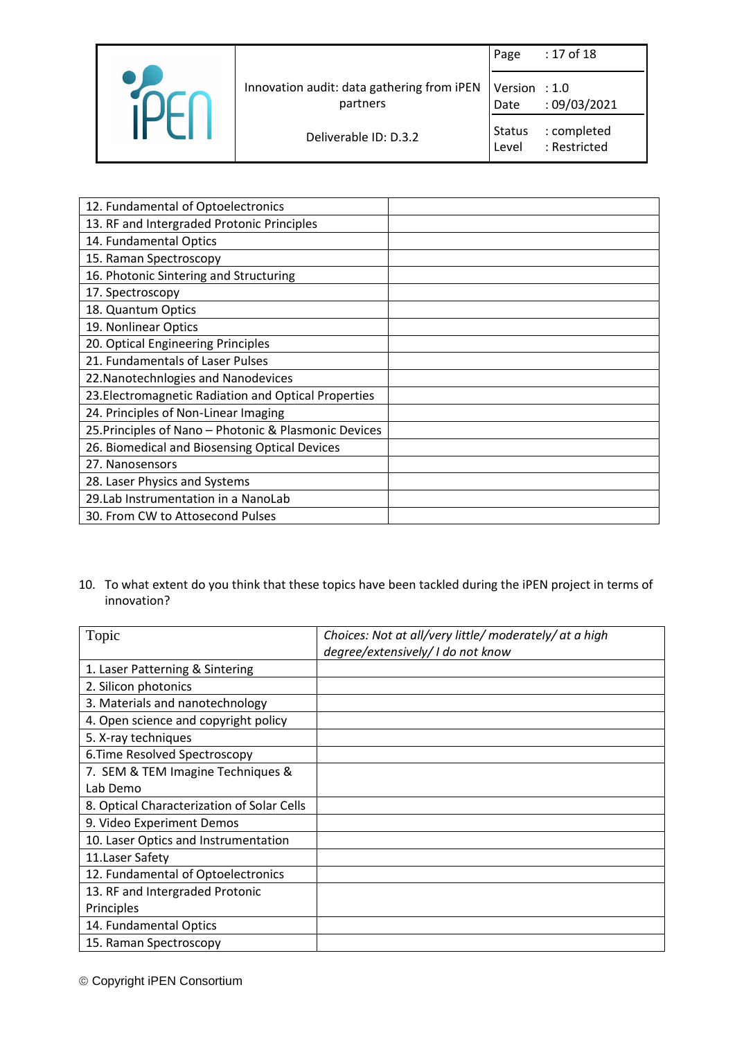| | |
|---|---|
| 12. Fundamental of Optoelectronics | |
| 13. RF and Intergraded Protonic Principles | |
| 14. Fundamental Optics | |
| 15. Raman Spectroscopy | |
| 16. Photonic Sintering and Structuring | |
| 17. Spectroscopy | |
| 18. Quantum Optics | |
| 19. Nonlinear Optics | |
| 20. Optical Engineering Principles | |
| 21. Fundamentals of Laser Pulses | |
| 22.Nanotechnlogies and Nanodevices | |
| 23.Electromagnetic Radiation and Optical Properties | |
| 24. Principles of Non-Linear Imaging | |
| 25.Principles of Nano – Photonic & Plasmonic Devices | |
| 26. Biomedical and Biosensing Optical Devices | |
| 27. Nanosensors | |
| 28. Laser Physics and Systems | |
| 29.Lab Instrumentation in a NanoLab | |
| 30. From CW to Attosecond Pulses | |

10. To what extent do you think that these topics have been tackled during the iPEN project in terms of innovation?

| Topic | *Choices: Not at all/very little/ moderately/ at a high degree/extensively/ I do not know* |
|---|---|
| 1. Laser Patterning & Sintering | |
| 2. Silicon photonics | |
| 3. Materials and nanotechnology | |
| 4. Open science and copyright policy | |
| 5. X-ray techniques | |
| 6.Time Resolved Spectroscopy | |
| 7. SEM & TEM Imagine Techniques & Lab Demo | |
| 8. Optical Characterization of Solar Cells | |
| 9. Video Experiment Demos | |
| 10. Laser Optics and Instrumentation | |
| 11.Laser Safety | |
| 12. Fundamental of Optoelectronics | |
| 13. RF and Intergraded Protonic Principles | |
| 14. Fundamental Optics | |
| 15. Raman Spectroscopy | |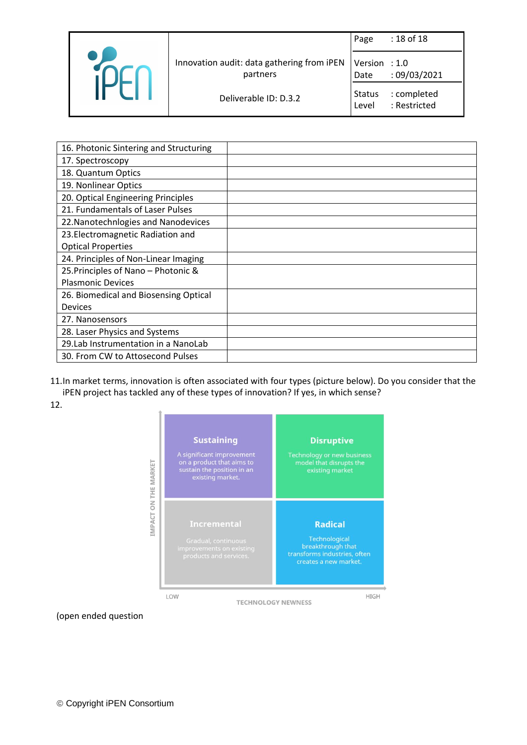| | |
|---|---|
| 16. Photonic Sintering and Structuring | |
| 17. Spectroscopy | |
| 18. Quantum Optics | |
| 19. Nonlinear Optics | |
| 20. Optical Engineering Principles | |
| 21. Fundamentals of Laser Pulses | |
| 22.Nanotechnlogies and Nanodevices | |
| 23.Electromagnetic Radiation and Optical Properties | |
| 24. Principles of Non-Linear Imaging | |
| 25.Principles of Nano – Photonic & Plasmonic Devices | |
| 26. Biomedical and Biosensing Optical Devices | |
| 27. Nanosensors | |
| 28. Laser Physics and Systems | |
| 29.Lab Instrumentation in a NanoLab | |
| 30. From CW to Attosecond Pulses | |

11. In market terms, innovation is often associated with four types (picture below). Do you consider that the iPEN project has tackled any of these types of innovation? If yes, in which sense?
12.

IMPACT ON THE MARKET

**Sustaining**
A significant improvement on a product that aims to sustain the position in an existing market.

**Disruptive**
Technology or new business model that disrupts the existing market

**Incremental**
Gradual, continuous improvements on existing products and services.

**Radical**
Technological breakthrough that transforms industries, often creates a new market.

LOW TECHNOLOGY NEWNESS HIGH

(open ended question

© Copyright iPEN Consortium